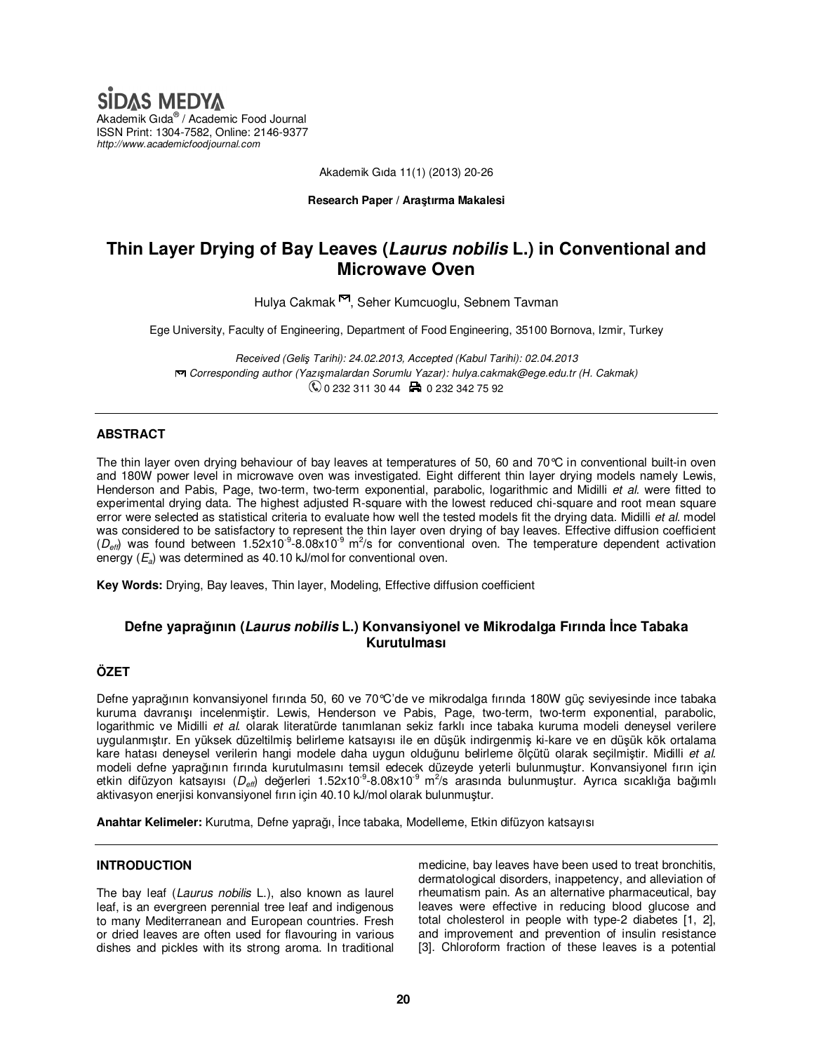SİDAS MEDYA
Akademik Gıda® / Academic Food Journal
ISSN Print: 1304-7582, Online: 2146-9377
http://www.academicfoodjournal.com

Akademik Gıda 11(1) (2013) 20-26

**Research Paper / Araştırma Makalesi**

# Thin Layer Drying of Bay Leaves (*Laurus nobilis* L.) in Conventional and Microwave Oven

Hulya Cakmak, Seher Kumcuoglu, Sebnem Tavman

Ege University, Faculty of Engineering, Department of Food Engineering, 35100 Bornova, Izmir, Turkey

*Received (Geliş Tarihi): 24.02.2013, Accepted (Kabul Tarihi): 02.04.2013*
*Corresponding author (Yazışmalardan Sorumlu Yazar): hulya.cakmak@ege.edu.tr (H. Cakmak)*
0 232 311 30 44   0 232 342 75 92

## ABSTRACT

The thin layer oven drying behaviour of bay leaves at temperatures of 50, 60 and 70°C in conventional built-in oven and 180W power level in microwave oven was investigated. Eight different thin layer drying models namely Lewis, Henderson and Pabis, Page, two-term, two-term exponential, parabolic, logarithmic and Midilli *et al.* were fitted to experimental drying data. The highest adjusted R-square with the lowest reduced chi-square and root mean square error were selected as statistical criteria to evaluate how well the tested models fit the drying data. Midilli *et al.* model was considered to be satisfactory to represent the thin layer oven drying of bay leaves. Effective diffusion coefficient ($D_{eff}$) was found between $1.52\times10^{-9}$-$8.08\times10^{-9}$ $m^2/s$ for conventional oven. The temperature dependent activation energy ($E_a$) was determined as 40.10 kJ/mol for conventional oven.

**Key Words:** Drying, Bay leaves, Thin layer, Modeling, Effective diffusion coefficient

## Defne yaprağının (*Laurus nobilis* L.) Konvansiyonel ve Mikrodalga Fırında İnce Tabaka Kurutulması

## ÖZET

Defne yaprağının konvansiyonel fırında 50, 60 ve 70°C'de ve mikrodalga fırında 180W güç seviyesinde ince tabaka kuruma davranışı incelenmiştir. Lewis, Henderson ve Pabis, Page, two-term, two-term exponential, parabolic, logarithmic ve Midilli *et al.* olarak literatürde tanımlanan sekiz farklı ince tabaka kuruma modeli deneysel verilere uygulanmıştır. En yüksek düzeltilmiş belirleme katsayısı ile en düşük indirgenmiş ki-kare ve en düşük kök ortalama kare hatası deneysel verilerin hangi modele daha uygun olduğunu belirleme ölçütü olarak seçilmiştir. Midilli *et al.* modeli defne yaprağının fırında kurutulmasını temsil edecek düzeyde yeterli bulunmuştur. Konvansiyonel fırın için etkin difüzyon katsayısı ($D_{eff}$) değerleri $1.52\times10^{-9}$-$8.08\times10^{-9}$ $m^2/s$ arasında bulunmuştur. Ayrıca sıcaklığa bağımlı aktivasyon enerjisi konvansiyonel fırın için 40.10 kJ/mol olarak bulunmuştur.

**Anahtar Kelimeler:** Kurutma, Defne yaprağı, İnce tabaka, Modelleme, Etkin difüzyon katsayısı

## INTRODUCTION

The bay leaf (*Laurus nobilis* L.), also known as laurel leaf, is an evergreen perennial tree leaf and indigenous to many Mediterranean and European countries. Fresh or dried leaves are often used for flavouring in various dishes and pickles with its strong aroma. In traditional medicine, bay leaves have been used to treat bronchitis, dermatological disorders, inappetency, and alleviation of rheumatism pain. As an alternative pharmaceutical, bay leaves were effective in reducing blood glucose and total cholesterol in people with type-2 diabetes [1, 2], and improvement and prevention of insulin resistance [3]. Chloroform fraction of these leaves is a potential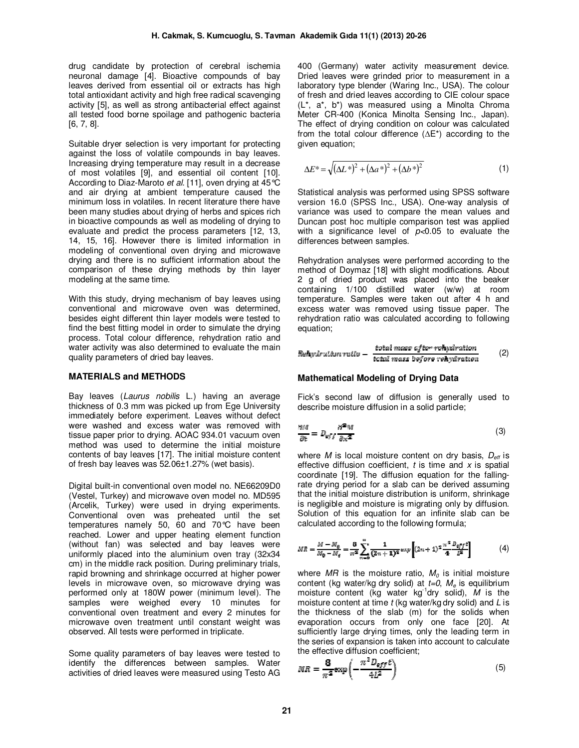drug candidate by protection of cerebral ischemia neuronal damage [4]. Bioactive compounds of bay leaves derived from essential oil or extracts has high total antioxidant activity and high free radical scavenging activity [5], as well as strong antibacterial effect against all tested food borne spoilage and pathogenic bacteria [6, 7, 8].

Suitable dryer selection is very important for protecting against the loss of volatile compounds in bay leaves. Increasing drying temperature may result in a decrease of most volatiles [9], and essential oil content [10]. According to Diaz-Maroto *et al*. [11], oven drying at 45°C and air drying at ambient temperature caused the minimum loss in volatiles. In recent literature there have been many studies about drying of herbs and spices rich in bioactive compounds as well as modeling of drying to evaluate and predict the process parameters [12, 13, 14, 15, 16]. However there is limited information in modeling of conventional oven drying and microwave drying and there is no sufficient information about the comparison of these drying methods by thin layer modeling at the same time.

With this study, drying mechanism of bay leaves using conventional and microwave oven was determined, besides eight different thin layer models were tested to find the best fitting model in order to simulate the drying process. Total colour difference, rehydration ratio and water activity was also determined to evaluate the main quality parameters of dried bay leaves.

## MATERIALS and METHODS

Bay leaves (*Laurus nobilis* L.) having an average thickness of 0.3 mm was picked up from Ege University immediately before experiment. Leaves without defect were washed and excess water was removed with tissue paper prior to drying. AOAC 934.01 vacuum oven method was used to determine the initial moisture contents of bay leaves [17]. The initial moisture content of fresh bay leaves was 52.06±1.27% (wet basis).

Digital built-in conventional oven model no. NE66209D0 (Vestel, Turkey) and microwave oven model no. MD595 (Arcelik, Turkey) were used in drying experiments. Conventional oven was preheated until the set temperatures namely 50, 60 and 70°C have been reached. Lower and upper heating element function (without fan) was selected and bay leaves were uniformly placed into the aluminium oven tray (32x34 cm) in the middle rack position. During preliminary trials, rapid browning and shrinkage occurred at higher power levels in microwave oven, so microwave drying was performed only at 180W power (minimum level). The samples were weighed every 10 minutes for conventional oven treatment and every 2 minutes for microwave oven treatment until constant weight was observed. All tests were performed in triplicate.

Some quality parameters of bay leaves were tested to identify the differences between samples. Water activities of dried leaves were measured using Testo AG 400 (Germany) water activity measurement device. Dried leaves were grinded prior to measurement in a laboratory type blender (Waring Inc., USA). The colour of fresh and dried leaves according to CIE colour space (L*, a*, b*) was measured using a Minolta Chroma Meter CR-400 (Konica Minolta Sensing Inc., Japan). The effect of drying condition on colour was calculated from the total colour difference ($\Delta E^*$) according to the given equation;

$$\Delta E^* = \sqrt{(\Delta L^*)^2 + (\Delta a^*)^2 + (\Delta b^*)^2} \quad (1)$$

Statistical analysis was performed using SPSS software version 16.0 (SPSS Inc., USA). One-way analysis of variance was used to compare the mean values and Duncan post hoc multiple comparison test was applied with a significance level of $p<0.05$ to evaluate the differences between samples.

Rehydration analyses were performed according to the method of Doymaz [18] with slight modifications. About 2 g of dried product was placed into the beaker containing 1/100 distilled water (w/w) at room temperature. Samples were taken out after 4 h and excess water was removed using tissue paper. The rehydration ratio was calculated according to following equation;

$$\text{Rehydration ratio} = \frac{\text{total mass after rehydration}}{\text{total mass before rehydration}} \quad (2)$$

## Mathematical Modeling of Drying Data

Fick's second law of diffusion is generally used to describe moisture diffusion in a solid particle;

$$\frac{\partial M}{\partial t} = D_{eff} \frac{\partial^2 M}{\partial x^2} \quad (3)$$

where $M$ is local moisture content on dry basis, $D_{eff}$ is effective diffusion coefficient, $t$ is time and $x$ is spatial coordinate [19]. The diffusion equation for the falling-rate drying period for a slab can be derived assuming that the initial moisture distribution is uniform, shrinkage is negligible and moisture is migrating only by diffusion. Solution of this equation for an infinite slab can be calculated according to the following formula;

$$MR = \frac{M - M_e}{M_0 - M_e} = \frac{8}{\pi^2} \sum_{n=0}^{\infty} \frac{1}{(2n+1)^2} \exp\left[(2n+1)^2 \frac{\pi^2 D_{eff} t}{4L^2}\right] \quad (4)$$

where $MR$ is the moisture ratio, $M_0$ is initial moisture content (kg water/kg dry solid) at $t=0$, $M_e$ is equilibrium moisture content (kg water kg$^{-1}$dry solid), $M$ is the moisture content at time $t$ (kg water/kg dry solid) and $L$ is the thickness of the slab (m) for the solids when evaporation occurs from only one face [20]. At sufficiently large drying times, only the leading term in the series of expansion is taken into account to calculate the effective diffusion coefficient;

$$MR = \frac{8}{\pi^2} \exp\left(-\frac{\pi^2 D_{eff} t}{4L^2}\right) \quad (5)$$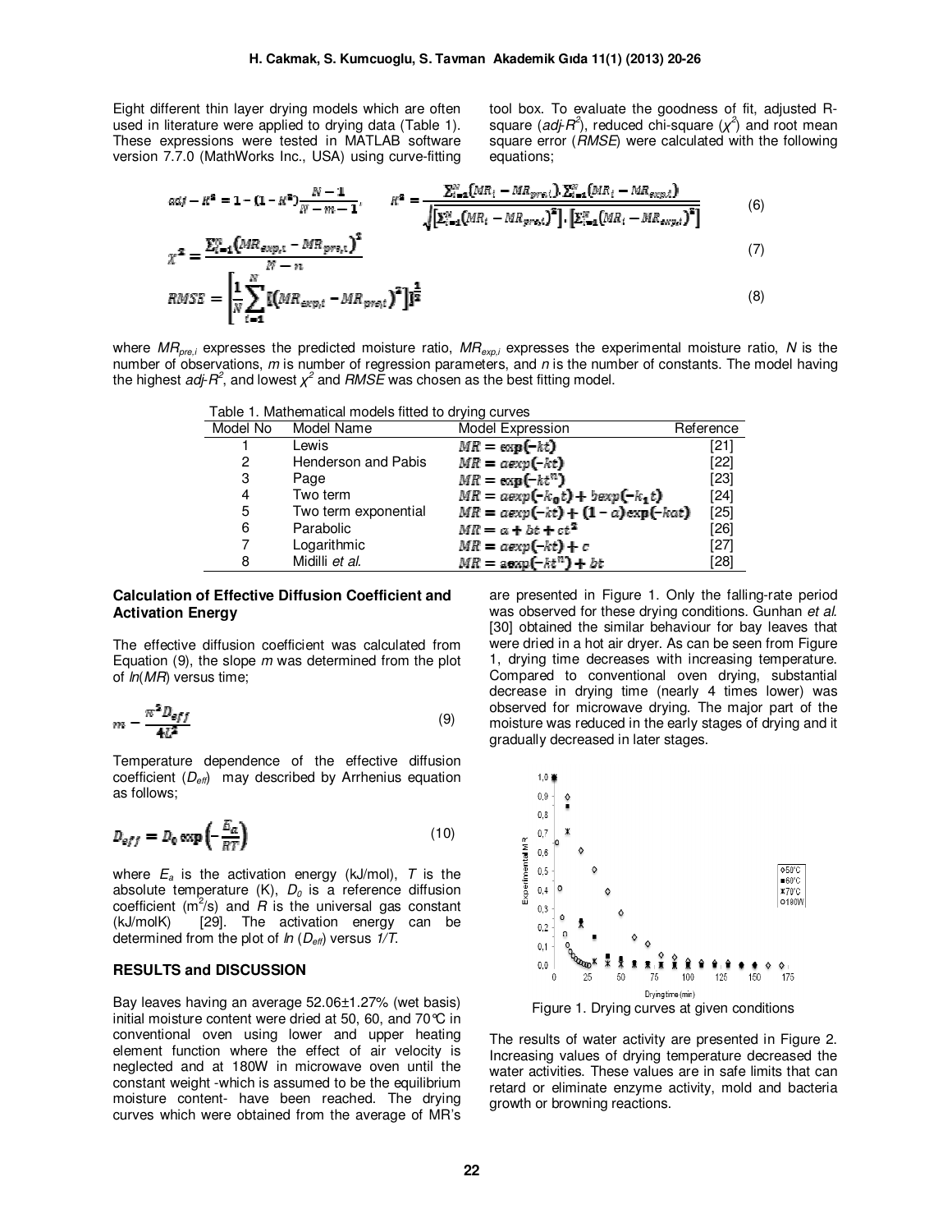Eight different thin layer drying models which are often used in literature were applied to drying data (Table 1). These expressions were tested in MATLAB software version 7.7.0 (MathWorks Inc., USA) using curve-fitting tool box. To evaluate the goodness of fit, adjusted R-square ($adj\text{-}R^2$), reduced chi-square ($\chi^2$) and root mean square error ($RMSE$) were calculated with the following equations;

$$adj-R^2 = 1-(1-R^2)\frac{N-1}{N-m-1}, \qquad R^2 = \frac{\sum_{i=1}^{N}(MR_i - MR_{pre,i}).\sum_{i=1}^{N}(MR_i - MR_{exp,i})}{\sqrt{\left[\sum_{i=1}^{N}(MR_i - MR_{pre,i})^2\right].\left[\sum_{i=1}^{N}(MR_i - MR_{exp,i})^2\right]}} \tag{6}$$

$$\chi^2 = \frac{\sum_{i=1}^{N}\left(MR_{exp,i} - MR_{pre,i}\right)^2}{N-n} \tag{7}$$

$$RMSE = \left[\frac{1}{N}\sum_{i=1}^{N}\left[\left(MR_{exp,i} - MR_{pre,i}\right)^2\right]\right]^{\frac{1}{2}} \tag{8}$$

where $MR_{pre,i}$ expresses the predicted moisture ratio, $MR_{exp,i}$ expresses the experimental moisture ratio, $N$ is the number of observations, $m$ is number of regression parameters, and $n$ is the number of constants. The model having the highest $adj\text{-}R^2$, and lowest $\chi^2$ and $RMSE$ was chosen as the best fitting model.

Table 1. Mathematical models fitted to drying curves

| Model No | Model Name | Model Expression | Reference |
|---|---|---|---|
| 1 | Lewis | $MR = \exp(-kt)$ | [21] |
| 2 | Henderson and Pabis | $MR = a\exp(-kt)$ | [22] |
| 3 | Page | $MR = \exp(-kt^n)$ | [23] |
| 4 | Two term | $MR = a\exp(-k_0t) + b\exp(-k_1t)$ | [24] |
| 5 | Two term exponential | $MR = a\exp(-kt) + (1-a)\exp(-kat)$ | [25] |
| 6 | Parabolic | $MR = a + bt + ct^2$ | [26] |
| 7 | Logarithmic | $MR = a\exp(-kt) + c$ | [27] |
| 8 | Midilli *et al.* | $MR = a\exp(-kt^n) + bt$ | [28] |

### Calculation of Effective Diffusion Coefficient and Activation Energy

The effective diffusion coefficient was calculated from Equation (9), the slope $m$ was determined from the plot of $ln(MR)$ versus time;

$$m = \frac{\pi^2 D_{eff}}{4L^2} \tag{9}$$

Temperature dependence of the effective diffusion coefficient ($D_{eff}$) may described by Arrhenius equation as follows;

$$D_{eff} = D_0 \exp\left(-\frac{E_a}{RT}\right) \tag{10}$$

where $E_a$ is the activation energy (kJ/mol), $T$ is the absolute temperature (K), $D_0$ is a reference diffusion coefficient ($m^2/s$) and $R$ is the universal gas constant (kJ/molK) [29]. The activation energy can be determined from the plot of $ln(D_{eff})$ versus $1/T$.

## RESULTS and DISCUSSION

Bay leaves having an average 52.06±1.27% (wet basis) initial moisture content were dried at 50, 60, and 70°C in conventional oven using lower and upper heating element function where the effect of air velocity is neglected and at 180W in microwave oven until the constant weight -which is assumed to be the equilibrium moisture content- have been reached. The drying curves which were obtained from the average of MR's are presented in Figure 1. Only the falling-rate period was observed for these drying conditions. Gunhan *et al.* [30] obtained the similar behaviour for bay leaves that were dried in a hot air dryer. As can be seen from Figure 1, drying time decreases with increasing temperature. Compared to conventional oven drying, substantial decrease in drying time (nearly 4 times lower) was observed for microwave drying. The major part of the moisture was reduced in the early stages of drying and it gradually decreased in later stages.

Figure 1. Drying curves at given conditions

The results of water activity are presented in Figure 2. Increasing values of drying temperature decreased the water activities. These values are in safe limits that can retard or eliminate enzyme activity, mold and bacteria growth or browning reactions.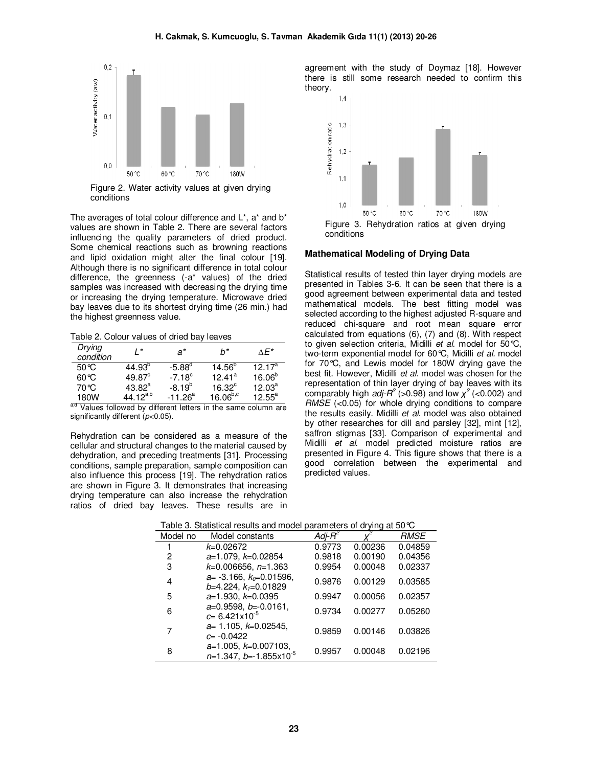Figure 2. Water activity values at given drying conditions

The averages of total colour difference and L*, a* and b* values are shown in Table 2. There are several factors influencing the quality parameters of dried product. Some chemical reactions such as browning reactions and lipid oxidation might alter the final colour [19]. Although there is no significant difference in total colour difference, the greenness (-a* values) of the dried samples was increased with decreasing the drying time or increasing the drying temperature. Microwave dried bay leaves due to its shortest drying time (26 min.) had the highest greenness value.

Table 2. Colour values of dried bay leaves

| *Drying condition* | *L** | *a** | *b** | *ΔE** |
|---|---|---|---|---|
| 50°C | 44.93[b] | -5.88[d] | 14.56[b] | 12.17[a] |
| 60°C | 49.87[c] | -7.18[c] | 12.41[a] | 16.06[b] |
| 70°C | 43.82[a] | -8.19[b] | 16.32[c] | 12.03[a] |
| 180W | 44.12[a,b] | -11.26[a] | 16.06[b,c] | 12.55[a] |

[a,d] Values followed by different letters in the same column are significantly different ($p$<0.05).

Rehydration can be considered as a measure of the cellular and structural changes to the material caused by dehydration, and preceding treatments [31]. Processing conditions, sample preparation, sample composition can also influence this process [19]. The rehydration ratios are shown in Figure 3. It demonstrates that increasing drying temperature can also increase the rehydration ratios of dried bay leaves. These results are in agreement with the study of Doymaz [18]. However there is still some research needed to confirm this theory.

Figure 3. Rehydration ratios at given drying conditions

## Mathematical Modeling of Drying Data

Statistical results of tested thin layer drying models are presented in Tables 3-6. It can be seen that there is a good agreement between experimental data and tested mathematical models. The best fitting model was selected according to the highest adjusted R-square and reduced chi-square and root mean square error calculated from equations (6), (7) and (8). With respect to given selection criteria, Midilli *et al.* model for 50°C, two-term exponential model for 60°C, Midilli *et al.* model for 70°C, and Lewis model for 180W drying gave the best fit. However, Midilli *et al.* model was chosen for the representation of thin layer drying of bay leaves with its comparably high $adj\text{-}R^2$ (>0.98) and low $\chi^2$ (<0.002) and *RMSE* (<0.05) for whole drying conditions to compare the results easily. Midilli *et al.* model was also obtained by other researches for dill and parsley [32], mint [12], saffron stigmas [33]. Comparison of experimental and Midilli *et al.* model predicted moisture ratios are presented in Figure 4. This figure shows that there is a good correlation between the experimental and predicted values.

Table 3. Statistical results and model parameters of drying at 50°C

| Model no | Model constants | $Adj\text{-}R^2$ | $\chi^2$ | *RMSE* |
|---|---|---|---|---|
| 1 | $k$=0.02672 | 0.9773 | 0.00236 | 0.04859 |
| 2 | $a$=1.079, $k$=0.02854 | 0.9818 | 0.00190 | 0.04356 |
| 3 | $k$=0.006656, $n$=1.363 | 0.9954 | 0.00048 | 0.02337 |
| 4 | $a$= -3.166, $k_0$=0.01596, $b$=4.224, $k_1$=0.01829 | 0.9876 | 0.00129 | 0.03585 |
| 5 | $a$=1.930, $k$=0.0395 | 0.9947 | 0.00056 | 0.02357 |
| 6 | $a$=0.9598, $b$=-0.0161, $c$= $6.421\times10^{-5}$ | 0.9734 | 0.00277 | 0.05260 |
| 7 | $a$= 1.105, $k$=0.02545, $c$= -0.0422 | 0.9859 | 0.00146 | 0.03826 |
| 8 | $a$=1.005, $k$=0.007103, $n$=1.347, $b$=$-1.855\times10^{-5}$ | 0.9957 | 0.00048 | 0.02196 |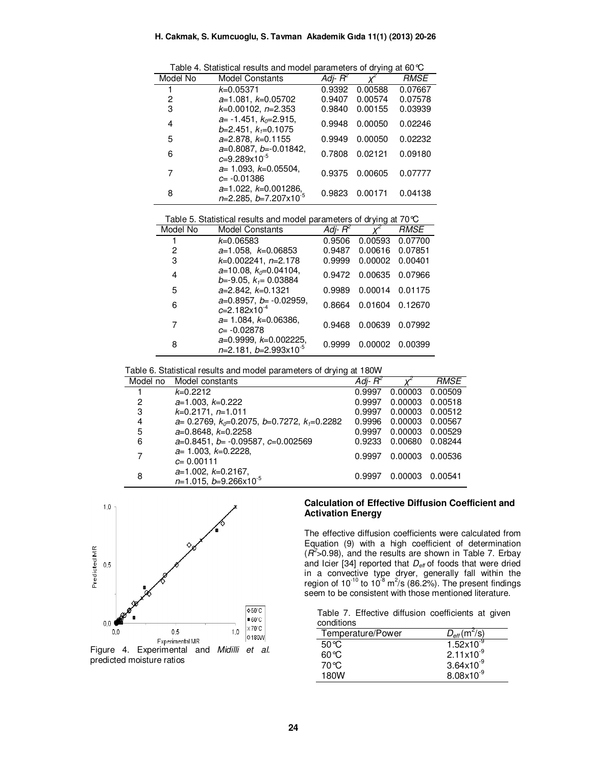Table 4. Statistical results and model parameters of drying at 60°C

| Model No | Model Constants | *Adj- $R^2$* | $\chi^2$ | *RMSE* |
|---|---|---|---|---|
| 1 | $k$=0.05371 | 0.9392 | 0.00588 | 0.07667 |
| 2 | $a$=1.081, $k$=0.05702 | 0.9407 | 0.00574 | 0.07578 |
| 3 | $k$=0.00102, $n$=2.353 | 0.9840 | 0.00155 | 0.03939 |
| 4 | $a$= -1.451, $k_0$=2.915, $b$=2.451, $k_1$=0.1075 | 0.9948 | 0.00050 | 0.02246 |
| 5 | $a$=2.878, $k$=0.1155 | 0.9949 | 0.00050 | 0.02232 |
| 6 | $a$=0.8087, $b$=-0.01842, $c$=9.289x10$^{-5}$ | 0.7808 | 0.02121 | 0.09180 |
| 7 | $a$= 1.093, $k$=0.05504, $c$= -0.01386 | 0.9375 | 0.00605 | 0.07777 |
| 8 | $a$=1.022, $k$=0.001286, $n$=2.285, $b$=7.207x10$^{-5}$ | 0.9823 | 0.00171 | 0.04138 |

Table 5. Statistical results and model parameters of drying at 70°C

| Model No | Model Constants | *Adj- $R^2$* | $\chi^2$ | *RMSE* |
|---|---|---|---|---|
| 1 | $k$=0.06583 | 0.9506 | 0.00593 | 0.07700 |
| 2 | $a$=1.058, $k$=0.06853 | 0.9487 | 0.00616 | 0.07851 |
| 3 | $k$=0.002241, $n$=2.178 | 0.9999 | 0.00002 | 0.00401 |
| 4 | $a$=10.08, $k_0$=0.04104, $b$=-9.05, $k_1$= 0.03884 | 0.9472 | 0.00635 | 0.07966 |
| 5 | $a$=2.842, $k$=0.1321 | 0.9989 | 0.00014 | 0.01175 |
| 6 | $a$=0.8957, $b$= -0.02959, $c$=2.182x10$^{-4}$ | 0.8664 | 0.01604 | 0.12670 |
| 7 | $a$= 1.084, $k$=0.06386, $c$= -0.02878 | 0.9468 | 0.00639 | 0.07992 |
| 8 | $a$=0.9999, $k$=0.002225, $n$=2.181, $b$=2.993x10$^{-5}$ | 0.9999 | 0.00002 | 0.00399 |

Table 6. Statistical results and model parameters of drying at 180W

| Model no | Model constants | *Adj- $R^2$* | $\chi^2$ | *RMSE* |
|---|---|---|---|---|
| 1 | $k$=0.2212 | 0.9997 | 0.00003 | 0.00509 |
| 2 | $a$=1.003, $k$=0.222 | 0.9997 | 0.00003 | 0.00518 |
| 3 | $k$=0.2171, $n$=1.011 | 0.9997 | 0.00003 | 0.00512 |
| 4 | $a$= 0.2769, $k_0$=0.2075, $b$=0.7272, $k_1$=0.2282 | 0.9996 | 0.00003 | 0.00567 |
| 5 | $a$=0.8648, $k$=0.2258 | 0.9997 | 0.00003 | 0.00529 |
| 6 | $a$=0.8451, $b$= -0.09587, $c$=0.002569 | 0.9233 | 0.00680 | 0.08244 |
| 7 | $a$= 1.003, $k$=0.2228, $c$= 0.00111 | 0.9997 | 0.00003 | 0.00536 |
| 8 | $a$=1.002, $k$=0.2167, $n$=1.015, $b$=9.266x10$^{-5}$ | 0.9997 | 0.00003 | 0.00541 |

Figure 4. Experimental and *Midilli et al.* predicted moisture ratios

**Calculation of Effective Diffusion Coefficient and Activation Energy**

The effective diffusion coefficients were calculated from Equation (9) with a high coefficient of determination ($R^2$>0.98), and the results are shown in Table 7. Erbay and Icier [34] reported that $D_{eff}$ of foods that were dried in a convective type dryer, generally fall within the region of $10^{-10}$ to $10^{-8}$ m$^2$/s (86.2%). The present findings seem to be consistent with those mentioned literature.

Table 7. Effective diffusion coefficients at given conditions

| Temperature/Power | $D_{eff}$ (m$^2$/s) |
|---|---|
| 50°C | 1.52x10$^{-9}$ |
| 60°C | 2.11x10$^{-9}$ |
| 70°C | 3.64x10$^{-9}$ |
| 180W | 8.08x10$^{-9}$ |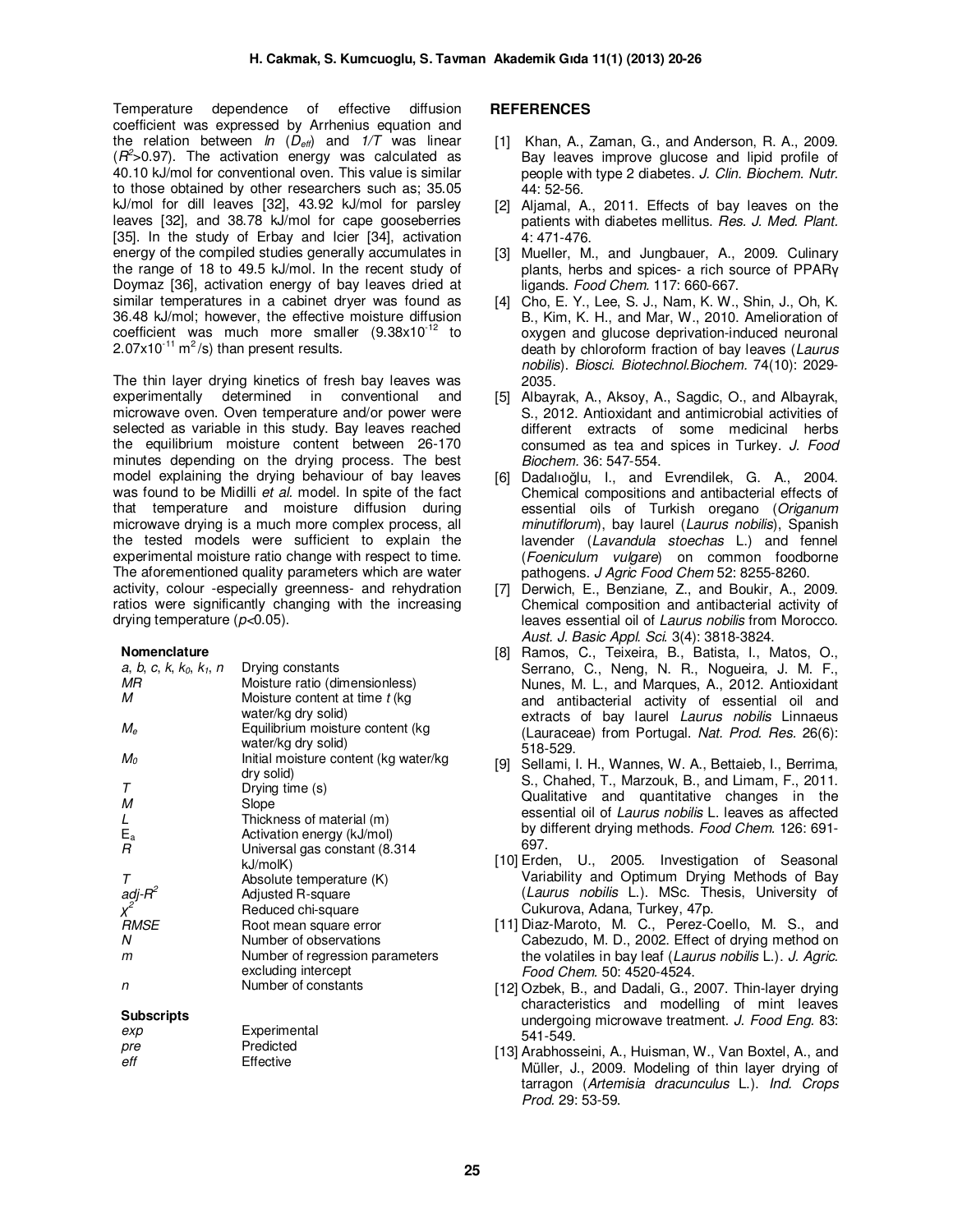Temperature dependence of effective diffusion coefficient was expressed by Arrhenius equation and the relation between *ln* ($D_{eff}$) and *1/T* was linear ($R^2$>0.97). The activation energy was calculated as 40.10 kJ/mol for conventional oven. This value is similar to those obtained by other researchers such as; 35.05 kJ/mol for dill leaves [32], 43.92 kJ/mol for parsley leaves [32], and 38.78 kJ/mol for cape gooseberries [35]. In the study of Erbay and Icier [34], activation energy of the compiled studies generally accumulates in the range of 18 to 49.5 kJ/mol. In the recent study of Doymaz [36], activation energy of bay leaves dried at similar temperatures in a cabinet dryer was found as 36.48 kJ/mol; however, the effective moisture diffusion coefficient was much more smaller ($9.38\times10^{-12}$ to $2.07\times10^{-11}$ $m^2/s$) than present results.

The thin layer drying kinetics of fresh bay leaves was experimentally determined in conventional and microwave oven. Oven temperature and/or power were selected as variable in this study. Bay leaves reached the equilibrium moisture content between 26-170 minutes depending on the drying process. The best model explaining the drying behaviour of bay leaves was found to be Midilli *et al*. model. In spite of the fact that temperature and moisture diffusion during microwave drying is a much more complex process, all the tested models were sufficient to explain the experimental moisture ratio change with respect to time. The aforementioned quality parameters which are water activity, colour -especially greenness- and rehydration ratios were significantly changing with the increasing drying temperature ($p$<0.05).

**Nomenclature**

| | |
|---|---|
| $a$, $b$, $c$, $k$, $k_0$, $k_1$, $n$ | Drying constants |
| $MR$ | Moisture ratio (dimensionless) |
| $M$ | Moisture content at time $t$ (kg water/kg dry solid) |
| $M_e$ | Equilibrium moisture content (kg water/kg dry solid) |
| $M_0$ | Initial moisture content (kg water/kg dry solid) |
| $T$ | Drying time (s) |
| $M$ | Slope |
| $L$ | Thickness of material (m) |
| $E_a$ | Activation energy (kJ/mol) |
| $R$ | Universal gas constant (8.314 kJ/molK) |
| $T$ | Absolute temperature (K) |
| $adj$-$R^2$ | Adjusted R-square |
| $\chi^2$ | Reduced chi-square |
| $RMSE$ | Root mean square error |
| $N$ | Number of observations |
| $m$ | Number of regression parameters excluding intercept |
| $n$ | Number of constants |

**Subscripts**

| | |
|---|---|
| $exp$ | Experimental |
| $pre$ | Predicted |
| $eff$ | Effective |

## REFERENCES

[1] Khan, A., Zaman, G., and Anderson, R. A., 2009. Bay leaves improve glucose and lipid profile of people with type 2 diabetes. *J. Clin. Biochem. Nutr.* 44: 52-56.

[2] Aljamal, A., 2011. Effects of bay leaves on the patients with diabetes mellitus. *Res. J. Med. Plant.* 4: 471-476.

[3] Mueller, M., and Jungbauer, A., 2009. Culinary plants, herbs and spices- a rich source of PPARγ ligands. *Food Chem.* 117: 660-667.

[4] Cho, E. Y., Lee, S. J., Nam, K. W., Shin, J., Oh, K. B., Kim, K. H., and Mar, W., 2010. Amelioration of oxygen and glucose deprivation-induced neuronal death by chloroform fraction of bay leaves (*Laurus nobilis*). *Biosci. Biotechnol.Biochem.* 74(10): 2029-2035.

[5] Albayrak, A., Aksoy, A., Sagdic, O., and Albayrak, S., 2012. Antioxidant and antimicrobial activities of different extracts of some medicinal herbs consumed as tea and spices in Turkey. *J. Food Biochem.* 36: 547-554.

[6] Dadalıoğlu, I., and Evrendilek, G. A., 2004. Chemical compositions and antibacterial effects of essential oils of Turkish oregano (*Origanum minutiflorum*), bay laurel (*Laurus nobilis*), Spanish lavender (*Lavandula stoechas* L.) and fennel (*Foeniculum vulgare*) on common foodborne pathogens. *J Agric Food Chem* 52: 8255-8260.

[7] Derwich, E., Benziane, Z., and Boukir, A., 2009. Chemical composition and antibacterial activity of leaves essential oil of *Laurus nobilis* from Morocco. *Aust. J. Basic Appl. Sci.* 3(4): 3818-3824.

[8] Ramos, C., Teixeira, B., Batista, I., Matos, O., Serrano, C., Neng, N. R., Nogueira, J. M. F., Nunes, M. L., and Marques, A., 2012. Antioxidant and antibacterial activity of essential oil and extracts of bay laurel *Laurus nobilis* Linnaeus (Lauraceae) from Portugal. *Nat. Prod. Res.* 26(6): 518-529.

[9] Sellami, I. H., Wannes, W. A., Bettaieb, I., Berrima, S., Chahed, T., Marzouk, B., and Limam, F., 2011. Qualitative and quantitative changes in the essential oil of *Laurus nobilis* L. leaves as affected by different drying methods. *Food Chem.* 126: 691-697.

[10] Erden, U., 2005. Investigation of Seasonal Variability and Optimum Drying Methods of Bay (*Laurus nobilis* L.). MSc. Thesis, University of Cukurova, Adana, Turkey, 47p.

[11] Diaz-Maroto, M. C., Perez-Coello, M. S., and Cabezudo, M. D., 2002. Effect of drying method on the volatiles in bay leaf (*Laurus nobilis* L.). *J. Agric. Food Chem.* 50: 4520-4524.

[12] Ozbek, B., and Dadali, G., 2007. Thin-layer drying characteristics and modelling of mint leaves undergoing microwave treatment. *J. Food Eng.* 83: 541-549.

[13] Arabhosseini, A., Huisman, W., Van Boxtel, A., and Müller, J., 2009. Modeling of thin layer drying of tarragon (*Artemisia dracunculus* L.). *Ind. Crops Prod.* 29: 53-59.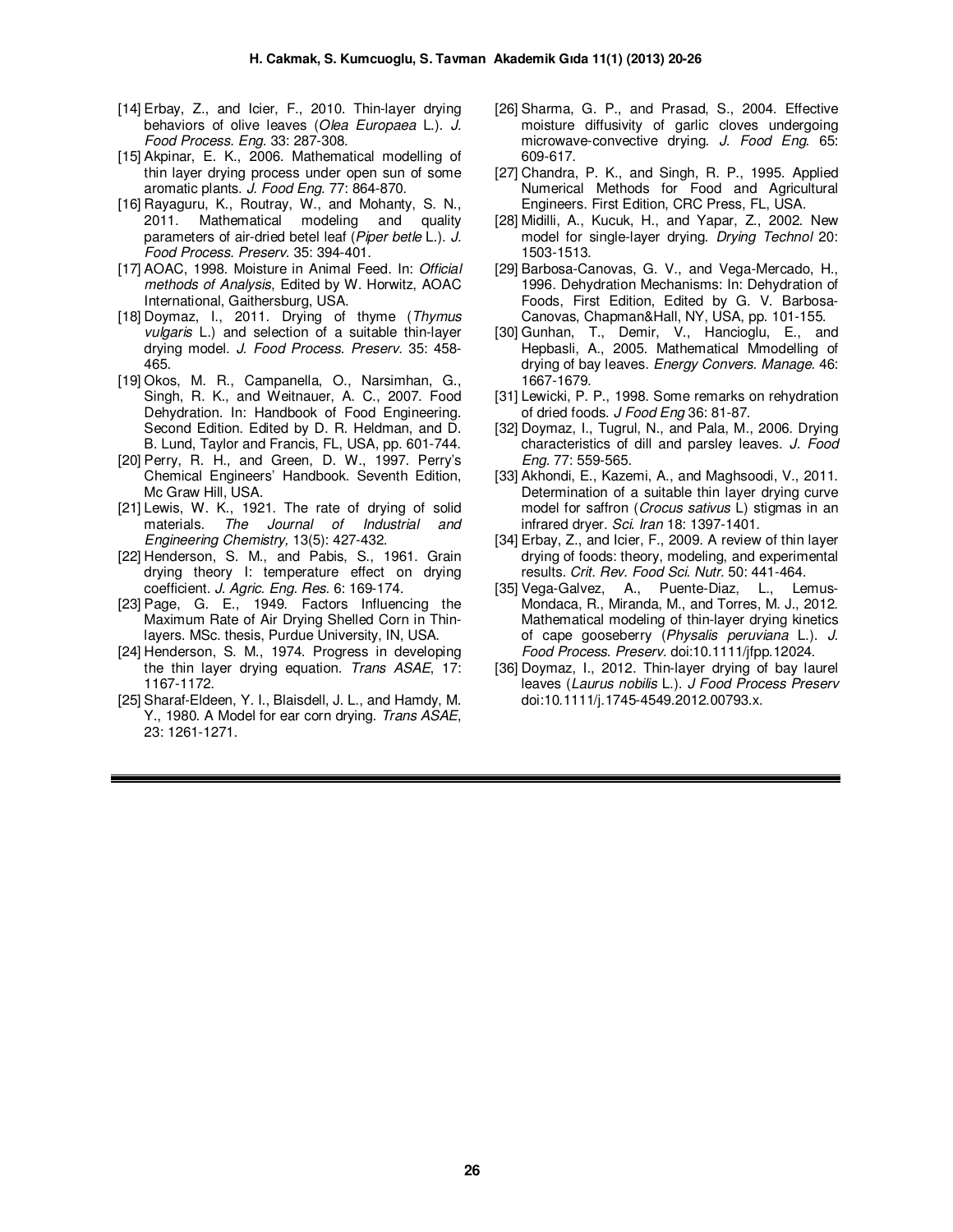[14] Erbay, Z., and Icier, F., 2010. Thin-layer drying behaviors of olive leaves (*Olea Europaea* L.). *J. Food Process. Eng.* 33: 287-308.

[15] Akpinar, E. K., 2006. Mathematical modelling of thin layer drying process under open sun of some aromatic plants. *J. Food Eng.* 77: 864-870.

[16] Rayaguru, K., Routray, W., and Mohanty, S. N., 2011. Mathematical modeling and quality parameters of air-dried betel leaf (*Piper betle* L.). *J. Food Process. Preserv.* 35: 394-401.

[17] AOAC, 1998. Moisture in Animal Feed. In: *Official methods of Analysis*, Edited by W. Horwitz, AOAC International, Gaithersburg, USA.

[18] Doymaz, I., 2011. Drying of thyme (*Thymus vulgaris* L.) and selection of a suitable thin-layer drying model. *J. Food Process. Preserv.* 35: 458-465.

[19] Okos, M. R., Campanella, O., Narsimhan, G., Singh, R. K., and Weitnauer, A. C., 2007. Food Dehydration. In: Handbook of Food Engineering. Second Edition. Edited by D. R. Heldman, and D. B. Lund, Taylor and Francis, FL, USA, pp. 601-744.

[20] Perry, R. H., and Green, D. W., 1997. Perry's Chemical Engineers' Handbook. Seventh Edition, Mc Graw Hill, USA.

[21] Lewis, W. K., 1921. The rate of drying of solid materials. *The Journal of Industrial and Engineering Chemistry,* 13(5): 427-432.

[22] Henderson, S. M., and Pabis, S., 1961. Grain drying theory I: temperature effect on drying coefficient. *J. Agric. Eng. Res.* 6: 169-174.

[23] Page, G. E., 1949. Factors Influencing the Maximum Rate of Air Drying Shelled Corn in Thin-layers. MSc. thesis, Purdue University, IN, USA.

[24] Henderson, S. M., 1974. Progress in developing the thin layer drying equation. *Trans ASAE*, 17: 1167-1172.

[25] Sharaf-Eldeen, Y. I., Blaisdell, J. L., and Hamdy, M. Y., 1980. A Model for ear corn drying. *Trans ASAE*, 23: 1261-1271.

[26] Sharma, G. P., and Prasad, S., 2004. Effective moisture diffusivity of garlic cloves undergoing microwave-convective drying. *J. Food Eng.* 65: 609-617.

[27] Chandra, P. K., and Singh, R. P., 1995. Applied Numerical Methods for Food and Agricultural Engineers. First Edition, CRC Press, FL, USA.

[28] Midilli, A., Kucuk, H., and Yapar, Z., 2002. New model for single-layer drying. *Drying Technol* 20: 1503-1513.

[29] Barbosa-Canovas, G. V., and Vega-Mercado, H., 1996. Dehydration Mechanisms: In: Dehydration of Foods, First Edition, Edited by G. V. Barbosa-Canovas, Chapman&Hall, NY, USA, pp. 101-155.

[30] Gunhan, T., Demir, V., Hancioglu, E., and Hepbasli, A., 2005. Mathematical Mmodelling of drying of bay leaves. *Energy Convers. Manage.* 46: 1667-1679.

[31] Lewicki, P. P., 1998. Some remarks on rehydration of dried foods. *J Food Eng* 36: 81-87.

[32] Doymaz, I., Tugrul, N., and Pala, M., 2006. Drying characteristics of dill and parsley leaves. *J. Food Eng.* 77: 559-565.

[33] Akhondi, E., Kazemi, A., and Maghsoodi, V., 2011. Determination of a suitable thin layer drying curve model for saffron (*Crocus sativus* L) stigmas in an infrared dryer. *Sci. Iran* 18: 1397-1401.

[34] Erbay, Z., and Icier, F., 2009. A review of thin layer drying of foods: theory, modeling, and experimental results. *Crit. Rev. Food Sci. Nutr.* 50: 441-464.

[35] Vega-Galvez, A., Puente-Diaz, L., Lemus-Mondaca, R., Miranda, M., and Torres, M. J., 2012. Mathematical modeling of thin-layer drying kinetics of cape gooseberry (*Physalis peruviana* L.). *J. Food Process. Preserv.* doi:10.1111/jfpp.12024.

[36] Doymaz, I., 2012. Thin-layer drying of bay laurel leaves (*Laurus nobilis* L.). *J Food Process Preserv* doi:10.1111/j.1745-4549.2012.00793.x.